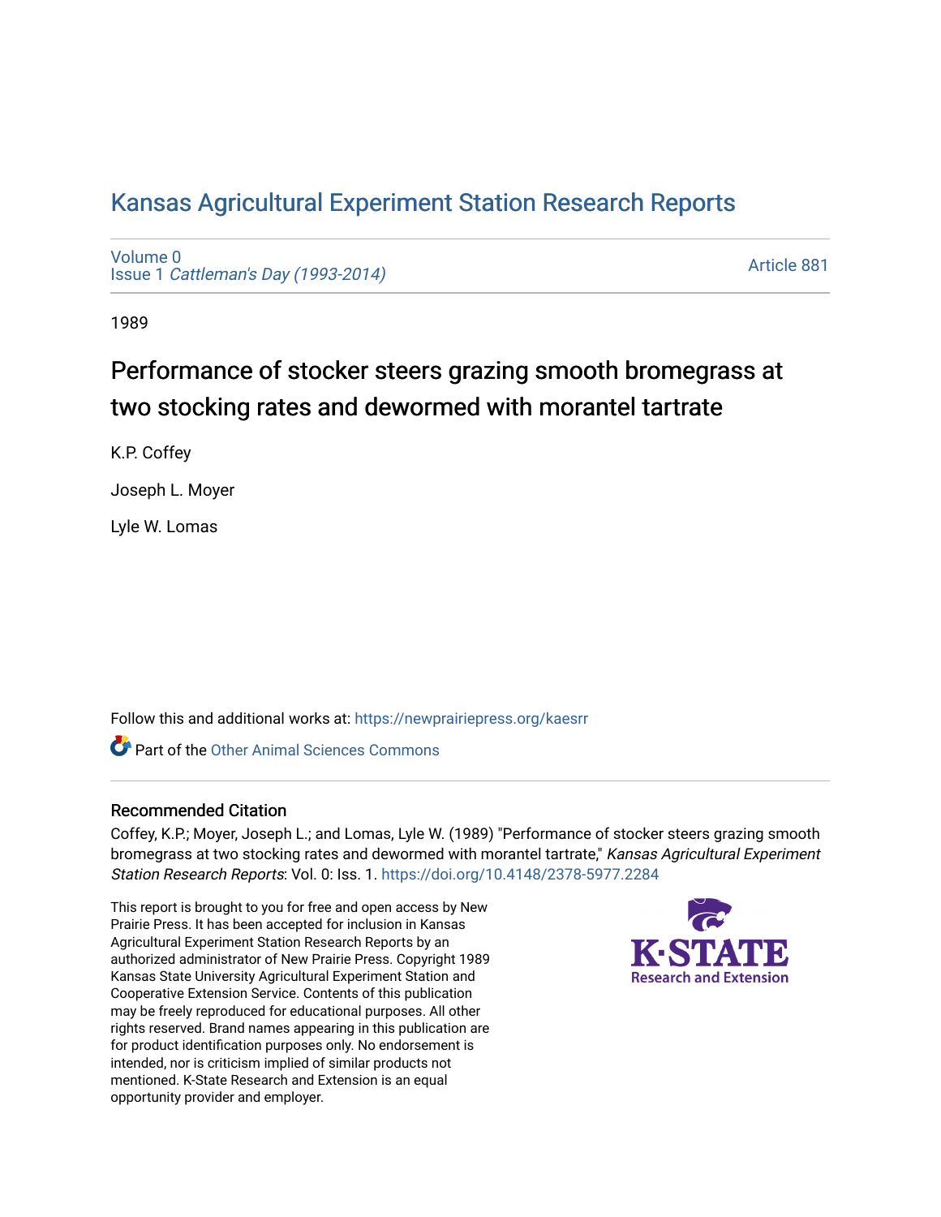# Kansas Agricultural Experiment Station Research Reports

Volume 0
Issue 1 *Cattleman's Day (1993-2014)*

Article 881

1989

## Performance of stocker steers grazing smooth bromegrass at two stocking rates and dewormed with morantel tartrate

K.P. Coffey

Joseph L. Moyer

Lyle W. Lomas

Follow this and additional works at: https://newprairiepress.org/kaesrr

Part of the Other Animal Sciences Commons

### Recommended Citation

Coffey, K.P.; Moyer, Joseph L.; and Lomas, Lyle W. (1989) "Performance of stocker steers grazing smooth bromegrass at two stocking rates and dewormed with morantel tartrate," *Kansas Agricultural Experiment Station Research Reports*: Vol. 0: Iss. 1. https://doi.org/10.4148/2378-5977.2284

This report is brought to you for free and open access by New Prairie Press. It has been accepted for inclusion in Kansas Agricultural Experiment Station Research Reports by an authorized administrator of New Prairie Press. Copyright 1989 Kansas State University Agricultural Experiment Station and Cooperative Extension Service. Contents of this publication may be freely reproduced for educational purposes. All other rights reserved. Brand names appearing in this publication are for product identification purposes only. No endorsement is intended, nor is criticism implied of similar products not mentioned. K-State Research and Extension is an equal opportunity provider and employer.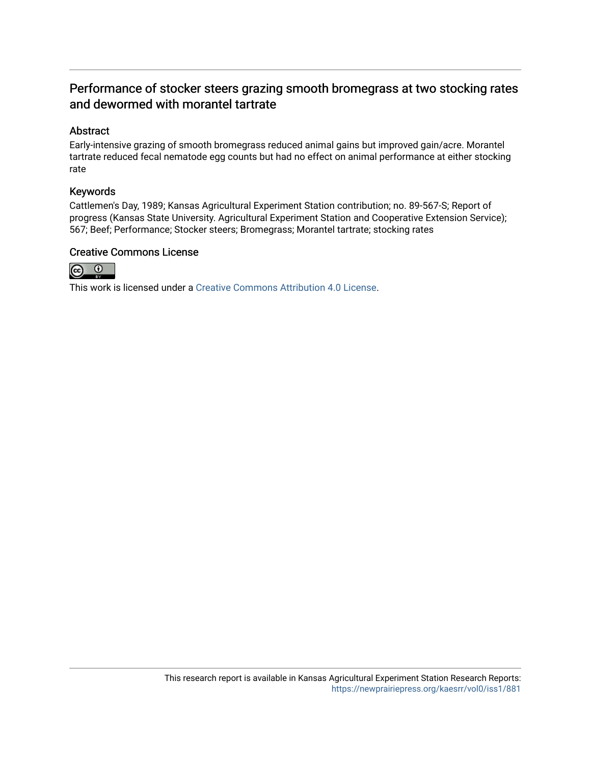# Performance of stocker steers grazing smooth bromegrass at two stocking rates and dewormed with morantel tartrate

## Abstract

Early-intensive grazing of smooth bromegrass reduced animal gains but improved gain/acre. Morantel tartrate reduced fecal nematode egg counts but had no effect on animal performance at either stocking rate

## Keywords

Cattlemen's Day, 1989; Kansas Agricultural Experiment Station contribution; no. 89-567-S; Report of progress (Kansas State University. Agricultural Experiment Station and Cooperative Extension Service); 567; Beef; Performance; Stocker steers; Bromegrass; Morantel tartrate; stocking rates

## Creative Commons License

This work is licensed under a Creative Commons Attribution 4.0 License.

This research report is available in Kansas Agricultural Experiment Station Research Reports: https://newprairiepress.org/kaesrr/vol0/iss1/881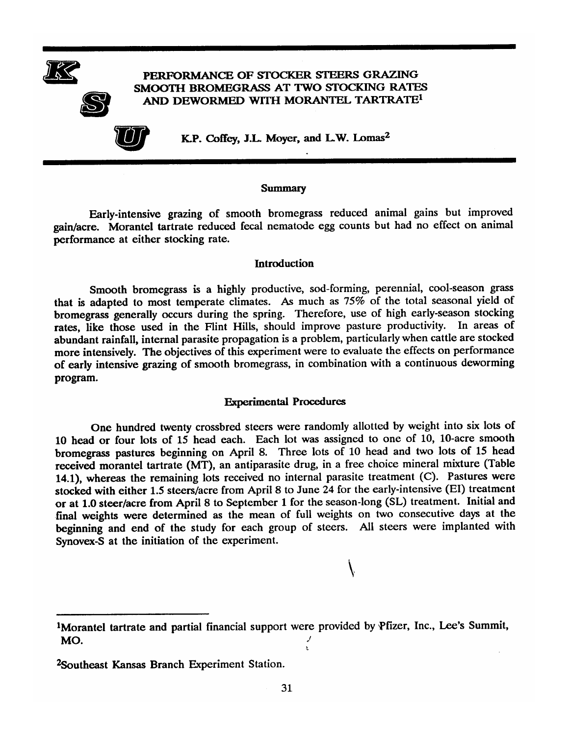# PERFORMANCE OF STOCKER STEERS GRAZING SMOOTH BROMEGRASS AT TWO STOCKING RATES AND DEWORMED WITH MORANTEL TARTRATE[1]

K.P. Coffey, J.L. Moyer, and L.W. Lomas[2]

## Summary

Early-intensive grazing of smooth bromegrass reduced animal gains but improved gain/acre. Morantel tartrate reduced fecal nematode egg counts but had no effect on animal performance at either stocking rate.

## Introduction

Smooth bromegrass is a highly productive, sod-forming, perennial, cool-season grass that is adapted to most temperate climates. As much as 75% of the total seasonal yield of bromegrass generally occurs during the spring. Therefore, use of high early-season stocking rates, like those used in the Flint Hills, should improve pasture productivity. In areas of abundant rainfall, internal parasite propagation is a problem, particularly when cattle are stocked more intensively. The objectives of this experiment were to evaluate the effects on performance of early intensive grazing of smooth bromegrass, in combination with a continuous deworming program.

## Experimental Procedures

One hundred twenty crossbred steers were randomly allotted by weight into six lots of 10 head or four lots of 15 head each. Each lot was assigned to one of 10, 10-acre smooth bromegrass pastures beginning on April 8. Three lots of 10 head and two lots of 15 head received morantel tartrate (MT), an antiparasite drug, in a free choice mineral mixture (Table 14.1), whereas the remaining lots received no internal parasite treatment (C). Pastures were stocked with either 1.5 steers/acre from April 8 to June 24 for the early-intensive (EI) treatment or at 1.0 steer/acre from April 8 to September 1 for the season-long (SL) treatment. Initial and final weights were determined as the mean of full weights on two consecutive days at the beginning and end of the study for each group of steers. All steers were implanted with Synovex-S at the initiation of the experiment.

[1]Morantel tartrate and partial financial support were provided by Pfizer, Inc., Lee's Summit, MO.

[2]Southeast Kansas Branch Experiment Station.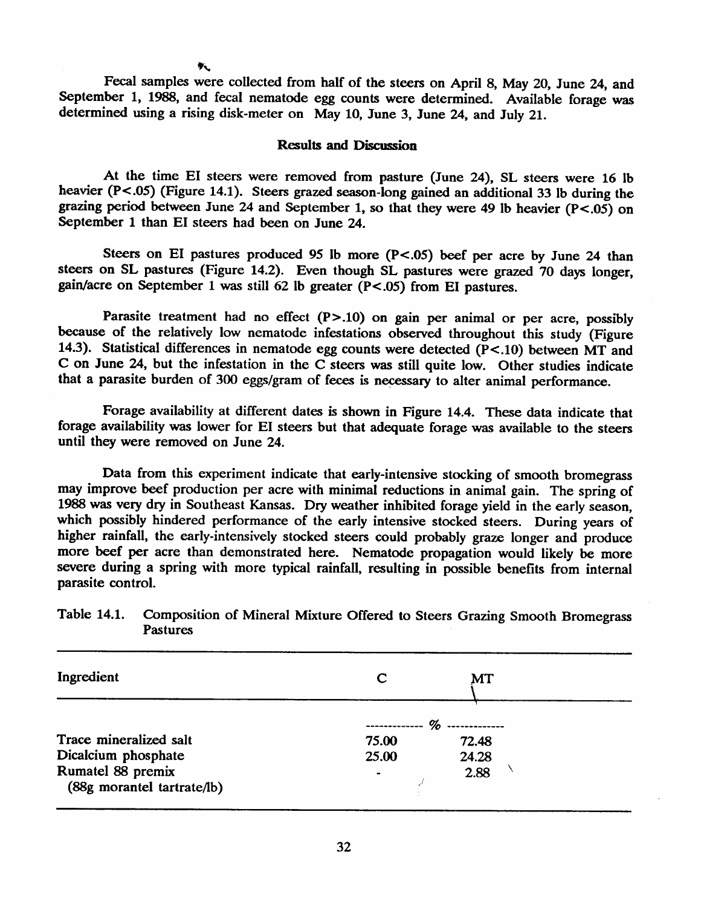Fecal samples were collected from half of the steers on April 8, May 20, June 24, and September 1, 1988, and fecal nematode egg counts were determined. Available forage was determined using a rising disk-meter on May 10, June 3, June 24, and July 21.

## Results and Discussion

At the time EI steers were removed from pasture (June 24), SL steers were 16 lb heavier ($P<.05$) (Figure 14.1). Steers grazed season-long gained an additional 33 lb during the grazing period between June 24 and September 1, so that they were 49 lb heavier ($P<.05$) on September 1 than EI steers had been on June 24.

Steers on EI pastures produced 95 lb more ($P<.05$) beef per acre by June 24 than steers on SL pastures (Figure 14.2). Even though SL pastures were grazed 70 days longer, gain/acre on September 1 was still 62 lb greater ($P<.05$) from EI pastures.

Parasite treatment had no effect ($P>.10$) on gain per animal or per acre, possibly because of the relatively low nematode infestations observed throughout this study (Figure 14.3). Statistical differences in nematode egg counts were detected ($P<.10$) between MT and C on June 24, but the infestation in the C steers was still quite low. Other studies indicate that a parasite burden of 300 eggs/gram of feces is necessary to alter animal performance.

Forage availability at different dates is shown in Figure 14.4. These data indicate that forage availability was lower for EI steers but that adequate forage was available to the steers until they were removed on June 24.

Data from this experiment indicate that early-intensive stocking of smooth bromegrass may improve beef production per acre with minimal reductions in animal gain. The spring of 1988 was very dry in Southeast Kansas. Dry weather inhibited forage yield in the early season, which possibly hindered performance of the early intensive stocked steers. During years of higher rainfall, the early-intensively stocked steers could probably graze longer and produce more beef per acre than demonstrated here. Nematode propagation would likely be more severe during a spring with more typical rainfall, resulting in possible benefits from internal parasite control.

Table 14.1. Composition of Mineral Mixture Offered to Steers Grazing Smooth Bromegrass Pastures

| Ingredient | C | MT |
|---|---|---|
| | % | |
| Trace mineralized salt | 75.00 | 72.48 |
| Dicalcium phosphate | 25.00 | 24.28 |
| Rumatel 88 premix (88g morantel tartrate/lb) | - | 2.88 |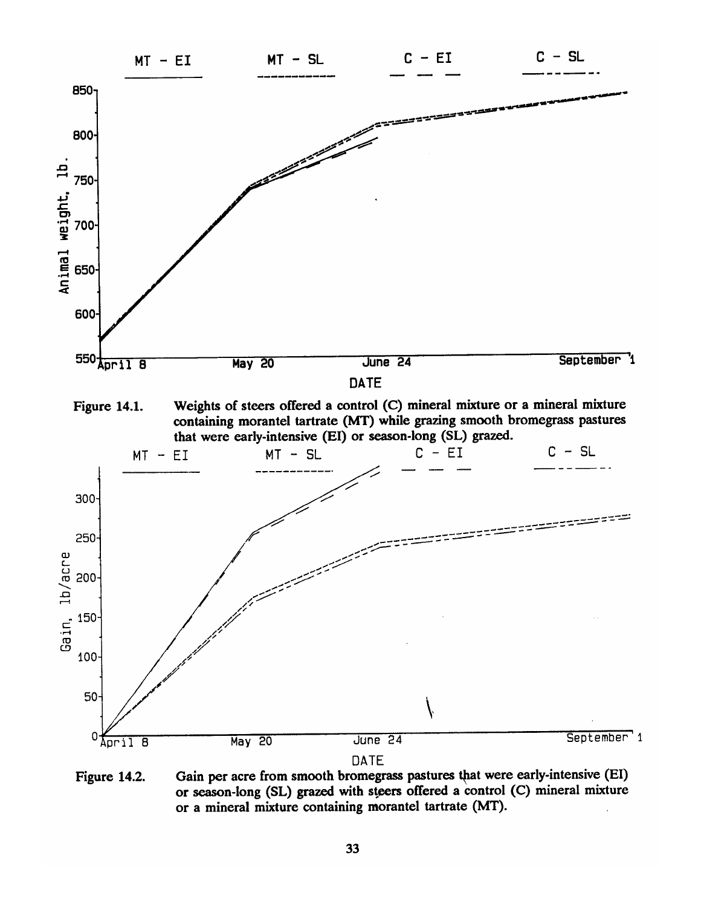Figure 14.1. Weights of steers offered a control (C) mineral mixture or a mineral mixture containing morantel tartrate (MT) while grazing smooth bromegrass pastures that were early-intensive (EI) or season-long (SL) grazed.

Figure 14.2. Gain per acre from smooth bromegrass pastures that were early-intensive (EI) or season-long (SL) grazed with steers offered a control (C) mineral mixture or a mineral mixture containing morantel tartrate (MT).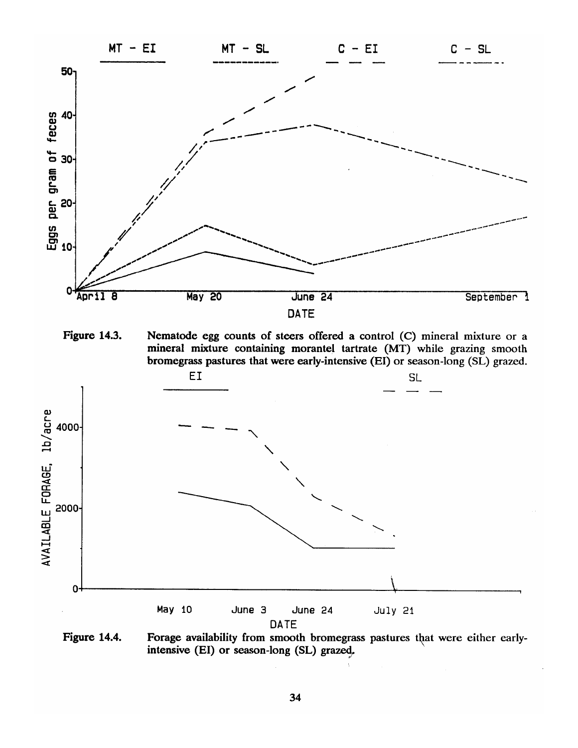MT - EI

MT - SL

C - EI

C - SL

Eggs per gram of feces

50

40

30

20

10

0

April 8

May 20

June 24

September 1

DATE

Figure 14.3. Nematode egg counts of steers offered a control (C) mineral mixture or a mineral mixture containing morantel tartrate (MT) while grazing smooth bromegrass pastures that were early-intensive (EI) or season-long (SL) grazed.

EI

SL

AVAILABLE FORAGE, lb/acre

4000

2000

0

May 10

June 3

June 24

July 21

DATE

Figure 14.4. Forage availability from smooth bromegrass pastures that were either early-intensive (EI) or season-long (SL) grazed.